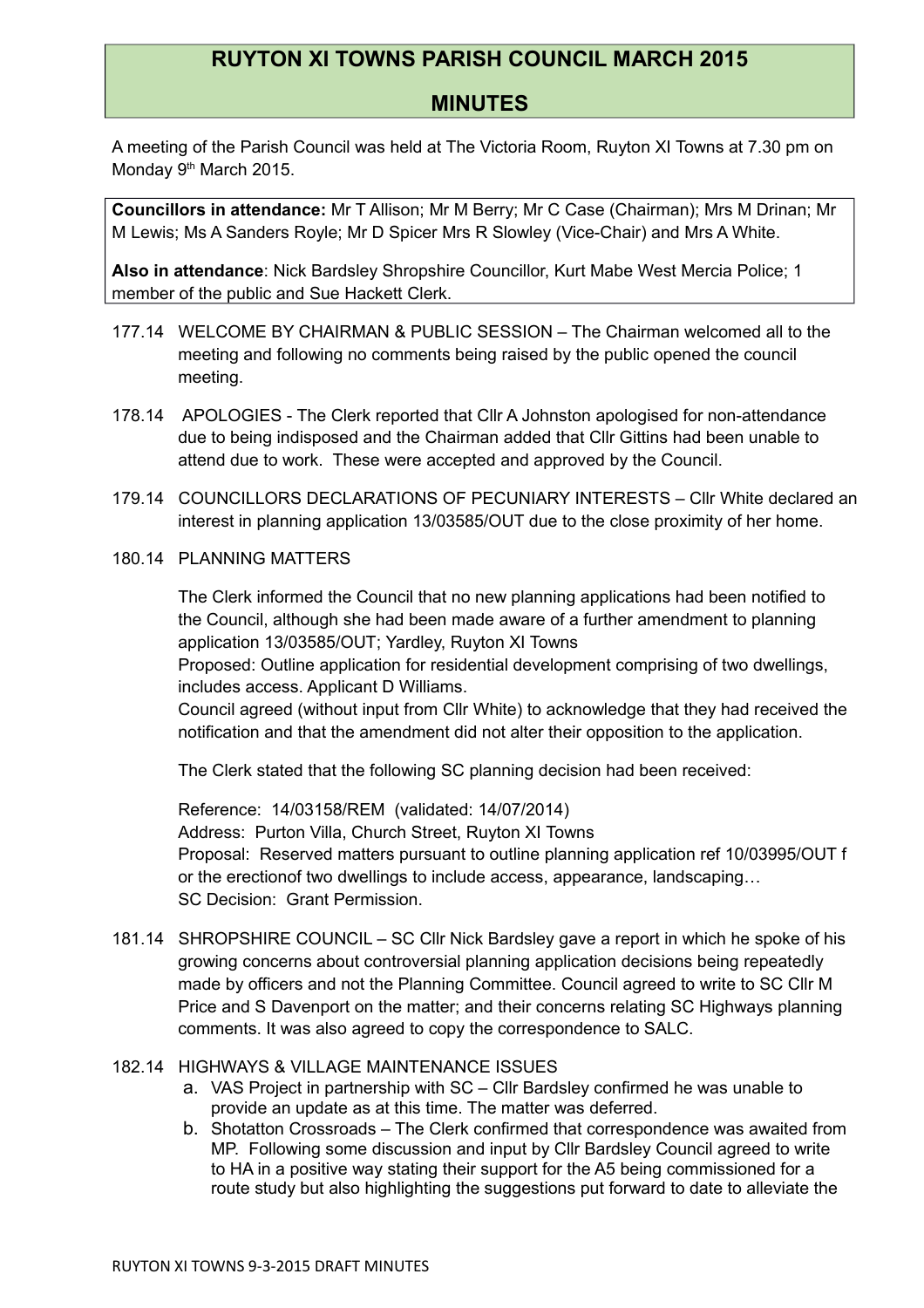# RUYTON XI TOWNS PARISH COUNCIL MARCH 2015

## MINUTES

A meeting of the Parish Council was held at The Victoria Room, Ruyton XI Towns at 7.30 pm on Monday 9th March 2015.

**Councillors in attendance:** Mr T Allison; Mr M Berry; Mr C Case (Chairman); Mrs M Drinan; Mr M Lewis; Ms A Sanders Royle; Mr D Spicer Mrs R Slowley (Vice-Chair) and Mrs A White.

**Also in attendance**: Nick Bardsley Shropshire Councillor, Kurt Mabe West Mercia Police; 1 member of the public and Sue Hackett Clerk.

177.14 WELCOME BY CHAIRMAN & PUBLIC SESSION – The Chairman welcomed all to the meeting and following no comments being raised by the public opened the council meeting.

178.14 APOLOGIES - The Clerk reported that Cllr A Johnston apologised for non-attendance due to being indisposed and the Chairman added that Cllr Gittins had been unable to attend due to work. These were accepted and approved by the Council.

179.14 COUNCILLORS DECLARATIONS OF PECUNIARY INTERESTS – Cllr White declared an interest in planning application 13/03585/OUT due to the close proximity of her home.

180.14 PLANNING MATTERS

The Clerk informed the Council that no new planning applications had been notified to the Council, although she had been made aware of a further amendment to planning application 13/03585/OUT; Yardley, Ruyton XI Towns
Proposed: Outline application for residential development comprising of two dwellings, includes access. Applicant D Williams.
Council agreed (without input from Cllr White) to acknowledge that they had received the notification and that the amendment did not alter their opposition to the application.

The Clerk stated that the following SC planning decision had been received:

Reference: 14/03158/REM (validated: 14/07/2014)
Address: Purton Villa, Church Street, Ruyton XI Towns
Proposal: Reserved matters pursuant to outline planning application ref 10/03995/OUT f or the erectionof two dwellings to include access, appearance, landscaping…
SC Decision: Grant Permission.

181.14 SHROPSHIRE COUNCIL – SC Cllr Nick Bardsley gave a report in which he spoke of his growing concerns about controversial planning application decisions being repeatedly made by officers and not the Planning Committee. Council agreed to write to SC Cllr M Price and S Davenport on the matter; and their concerns relating SC Highways planning comments. It was also agreed to copy the correspondence to SALC.

182.14 HIGHWAYS & VILLAGE MAINTENANCE ISSUES

a. VAS Project in partnership with SC – Cllr Bardsley confirmed he was unable to provide an update as at this time. The matter was deferred.
b. Shotatton Crossroads – The Clerk confirmed that correspondence was awaited from MP. Following some discussion and input by Cllr Bardsley Council agreed to write to HA in a positive way stating their support for the A5 being commissioned for a route study but also highlighting the suggestions put forward to date to alleviate the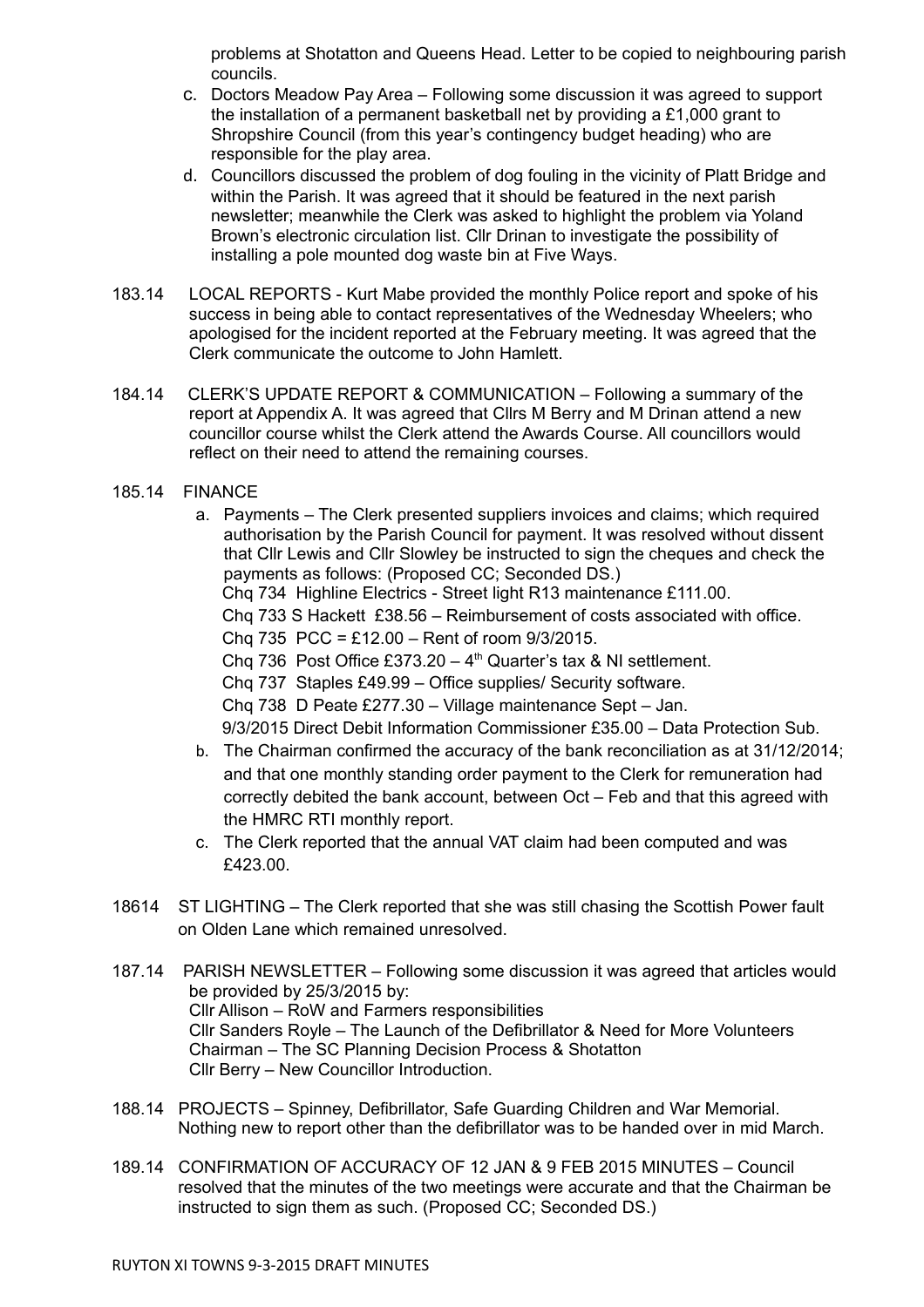problems at Shotatton and Queens Head. Letter to be copied to neighbouring parish councils.

c. Doctors Meadow Pay Area – Following some discussion it was agreed to support the installation of a permanent basketball net by providing a £1,000 grant to Shropshire Council (from this year's contingency budget heading) who are responsible for the play area.

d. Councillors discussed the problem of dog fouling in the vicinity of Platt Bridge and within the Parish. It was agreed that it should be featured in the next parish newsletter; meanwhile the Clerk was asked to highlight the problem via Yoland Brown's electronic circulation list. Cllr Drinan to investigate the possibility of installing a pole mounted dog waste bin at Five Ways.

183.14 LOCAL REPORTS - Kurt Mabe provided the monthly Police report and spoke of his success in being able to contact representatives of the Wednesday Wheelers; who apologised for the incident reported at the February meeting. It was agreed that the Clerk communicate the outcome to John Hamlett.

184.14 CLERK'S UPDATE REPORT & COMMUNICATION – Following a summary of the report at Appendix A. It was agreed that Cllrs M Berry and M Drinan attend a new councillor course whilst the Clerk attend the Awards Course. All councillors would reflect on their need to attend the remaining courses.

185.14 FINANCE

a. Payments – The Clerk presented suppliers invoices and claims; which required authorisation by the Parish Council for payment. It was resolved without dissent that Cllr Lewis and Cllr Slowley be instructed to sign the cheques and check the payments as follows: (Proposed CC; Seconded DS.)
   Chq 734 Highline Electrics - Street light R13 maintenance £111.00.
   Chq 733 S Hackett £38.56 – Reimbursement of costs associated with office.
   Chq 735 PCC = £12.00 – Rent of room 9/3/2015.
   Chq 736 Post Office £373.20 – 4th Quarter's tax & NI settlement.
   Chq 737 Staples £49.99 – Office supplies/ Security software.
   Chq 738 D Peate £277.30 – Village maintenance Sept – Jan.
   9/3/2015 Direct Debit Information Commissioner £35.00 – Data Protection Sub.

b. The Chairman confirmed the accuracy of the bank reconciliation as at 31/12/2014; and that one monthly standing order payment to the Clerk for remuneration had correctly debited the bank account, between Oct – Feb and that this agreed with the HMRC RTI monthly report.

c. The Clerk reported that the annual VAT claim had been computed and was £423.00.

18614 ST LIGHTING – The Clerk reported that she was still chasing the Scottish Power fault on Olden Lane which remained unresolved.

187.14 PARISH NEWSLETTER – Following some discussion it was agreed that articles would be provided by 25/3/2015 by:
Cllr Allison – RoW and Farmers responsibilities
Cllr Sanders Royle – The Launch of the Defibrillator & Need for More Volunteers
Chairman – The SC Planning Decision Process & Shotatton
Cllr Berry – New Councillor Introduction.

188.14 PROJECTS – Spinney, Defibrillator, Safe Guarding Children and War Memorial. Nothing new to report other than the defibrillator was to be handed over in mid March.

189.14 CONFIRMATION OF ACCURACY OF 12 JAN & 9 FEB 2015 MINUTES – Council resolved that the minutes of the two meetings were accurate and that the Chairman be instructed to sign them as such. (Proposed CC; Seconded DS.)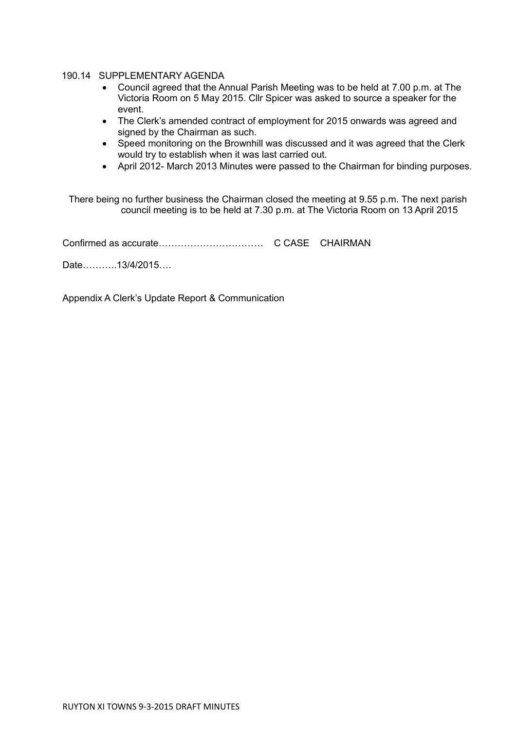190.14 SUPPLEMENTARY AGENDA

- Council agreed that the Annual Parish Meeting was to be held at 7.00 p.m. at The Victoria Room on 5 May 2015. Cllr Spicer was asked to source a speaker for the event.
- The Clerk's amended contract of employment for 2015 onwards was agreed and signed by the Chairman as such.
- Speed monitoring on the Brownhill was discussed and it was agreed that the Clerk would try to establish when it was last carried out.
- April 2012- March 2013 Minutes were passed to the Chairman for binding purposes.

There being no further business the Chairman closed the meeting at 9.55 p.m. The next parish council meeting is to be held at 7.30 p.m. at The Victoria Room on 13 April 2015

Confirmed as accurate…………………………… C CASE CHAIRMAN

Date………..13/4/2015….

Appendix A Clerk's Update Report & Communication